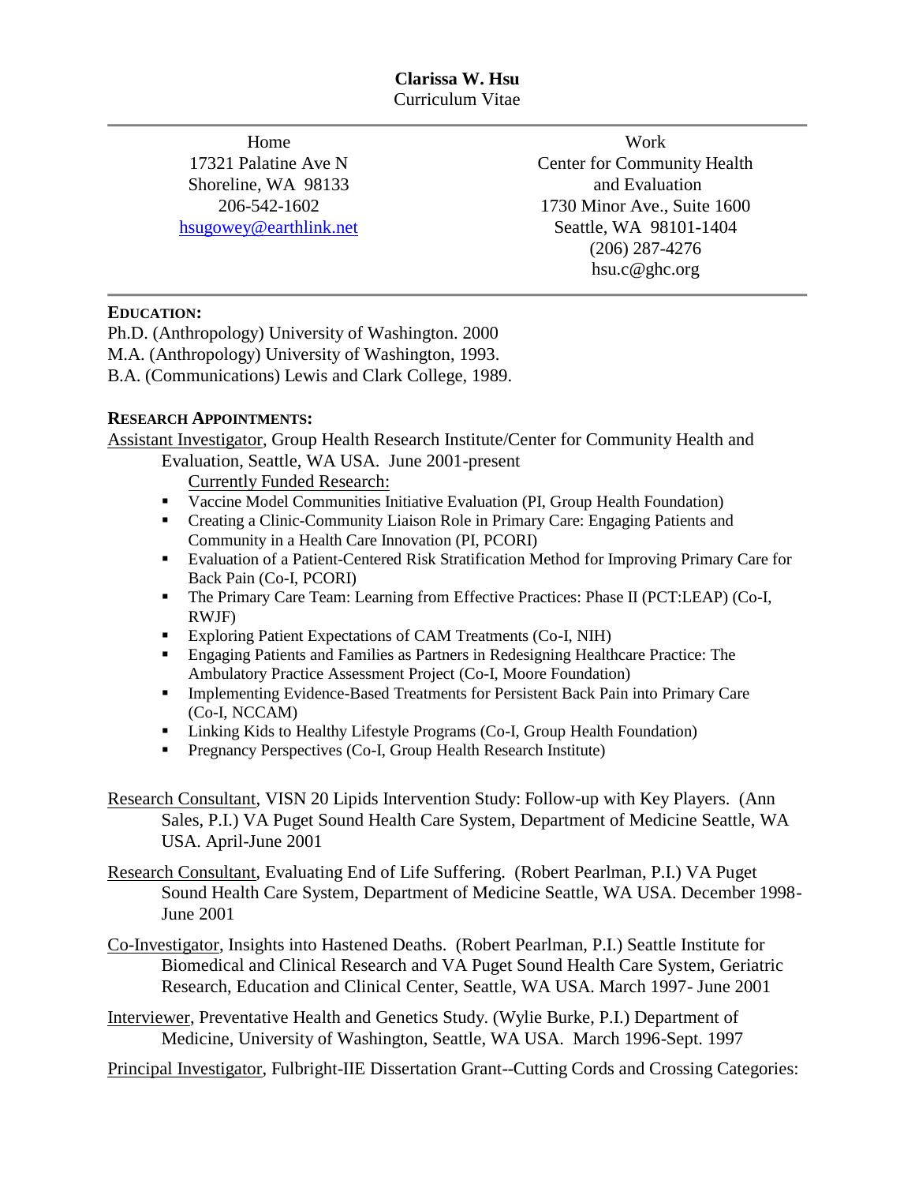# Clarissa W. Hsu

Curriculum Vitae

---

**Home**
17321 Palatine Ave N
Shoreline, WA 98133
206-542-1602
hsugowey@earthlink.net

**Work**
Center for Community Health and Evaluation
1730 Minor Ave., Suite 1600
Seattle, WA 98101-1404
(206) 287-4276
hsu.c@ghc.org

---

## EDUCATION:

Ph.D. (Anthropology) University of Washington. 2000
M.A. (Anthropology) University of Washington, 1993.
B.A. (Communications) Lewis and Clark College, 1989.

## RESEARCH APPOINTMENTS:

Assistant Investigator, Group Health Research Institute/Center for Community Health and Evaluation, Seattle, WA USA. June 2001-present

Currently Funded Research:

- Vaccine Model Communities Initiative Evaluation (PI, Group Health Foundation)
- Creating a Clinic-Community Liaison Role in Primary Care: Engaging Patients and Community in a Health Care Innovation (PI, PCORI)
- Evaluation of a Patient-Centered Risk Stratification Method for Improving Primary Care for Back Pain (Co-I, PCORI)
- The Primary Care Team: Learning from Effective Practices: Phase II (PCT:LEAP) (Co-I, RWJF)
- Exploring Patient Expectations of CAM Treatments (Co-I, NIH)
- Engaging Patients and Families as Partners in Redesigning Healthcare Practice: The Ambulatory Practice Assessment Project (Co-I, Moore Foundation)
- Implementing Evidence-Based Treatments for Persistent Back Pain into Primary Care (Co-I, NCCAM)
- Linking Kids to Healthy Lifestyle Programs (Co-I, Group Health Foundation)
- Pregnancy Perspectives (Co-I, Group Health Research Institute)

Research Consultant, VISN 20 Lipids Intervention Study: Follow-up with Key Players. (Ann Sales, P.I.) VA Puget Sound Health Care System, Department of Medicine Seattle, WA USA. April-June 2001

Research Consultant, Evaluating End of Life Suffering. (Robert Pearlman, P.I.) VA Puget Sound Health Care System, Department of Medicine Seattle, WA USA. December 1998-June 2001

Co-Investigator, Insights into Hastened Deaths. (Robert Pearlman, P.I.) Seattle Institute for Biomedical and Clinical Research and VA Puget Sound Health Care System, Geriatric Research, Education and Clinical Center, Seattle, WA USA. March 1997- June 2001

Interviewer, Preventative Health and Genetics Study. (Wylie Burke, P.I.) Department of Medicine, University of Washington, Seattle, WA USA. March 1996-Sept. 1997

Principal Investigator, Fulbright-IIE Dissertation Grant--Cutting Cords and Crossing Categories: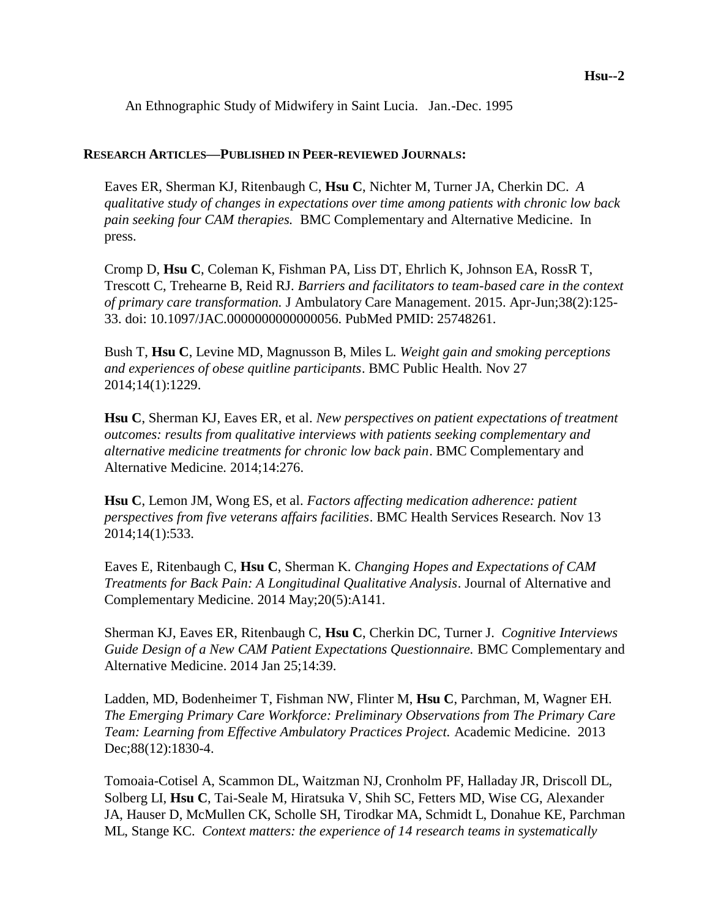An Ethnographic Study of Midwifery in Saint Lucia. Jan.-Dec. 1995

## Research Articles—Published in Peer-reviewed Journals:

Eaves ER, Sherman KJ, Ritenbaugh C, **Hsu C**, Nichter M, Turner JA, Cherkin DC. *A qualitative study of changes in expectations over time among patients with chronic low back pain seeking four CAM therapies.* BMC Complementary and Alternative Medicine. In press.

Cromp D, **Hsu C**, Coleman K, Fishman PA, Liss DT, Ehrlich K, Johnson EA, RossR T, Trescott C, Trehearne B, Reid RJ. *Barriers and facilitators to team-based care in the context of primary care transformation.* J Ambulatory Care Management. 2015. Apr-Jun;38(2):125-33. doi: 10.1097/JAC.0000000000000056. PubMed PMID: 25748261.

Bush T, **Hsu C**, Levine MD, Magnusson B, Miles L. *Weight gain and smoking perceptions and experiences of obese quitline participants*. BMC Public Health. Nov 27 2014;14(1):1229.

**Hsu C**, Sherman KJ, Eaves ER, et al. *New perspectives on patient expectations of treatment outcomes: results from qualitative interviews with patients seeking complementary and alternative medicine treatments for chronic low back pain*. BMC Complementary and Alternative Medicine. 2014;14:276.

**Hsu C**, Lemon JM, Wong ES, et al. *Factors affecting medication adherence: patient perspectives from five veterans affairs facilities*. BMC Health Services Research. Nov 13 2014;14(1):533.

Eaves E, Ritenbaugh C, **Hsu C**, Sherman K. *Changing Hopes and Expectations of CAM Treatments for Back Pain: A Longitudinal Qualitative Analysis*. Journal of Alternative and Complementary Medicine. 2014 May;20(5):A141.

Sherman KJ, Eaves ER, Ritenbaugh C, **Hsu C**, Cherkin DC, Turner J. *Cognitive Interviews Guide Design of a New CAM Patient Expectations Questionnaire.* BMC Complementary and Alternative Medicine. 2014 Jan 25;14:39.

Ladden, MD, Bodenheimer T, Fishman NW, Flinter M, **Hsu C**, Parchman, M, Wagner EH. *The Emerging Primary Care Workforce: Preliminary Observations from The Primary Care Team: Learning from Effective Ambulatory Practices Project.* Academic Medicine. 2013 Dec;88(12):1830-4.

Tomoaia-Cotisel A, Scammon DL, Waitzman NJ, Cronholm PF, Halladay JR, Driscoll DL, Solberg LI, **Hsu C**, Tai-Seale M, Hiratsuka V, Shih SC, Fetters MD, Wise CG, Alexander JA, Hauser D, McMullen CK, Scholle SH, Tirodkar MA, Schmidt L, Donahue KE, Parchman ML, Stange KC. *Context matters: the experience of 14 research teams in systematically*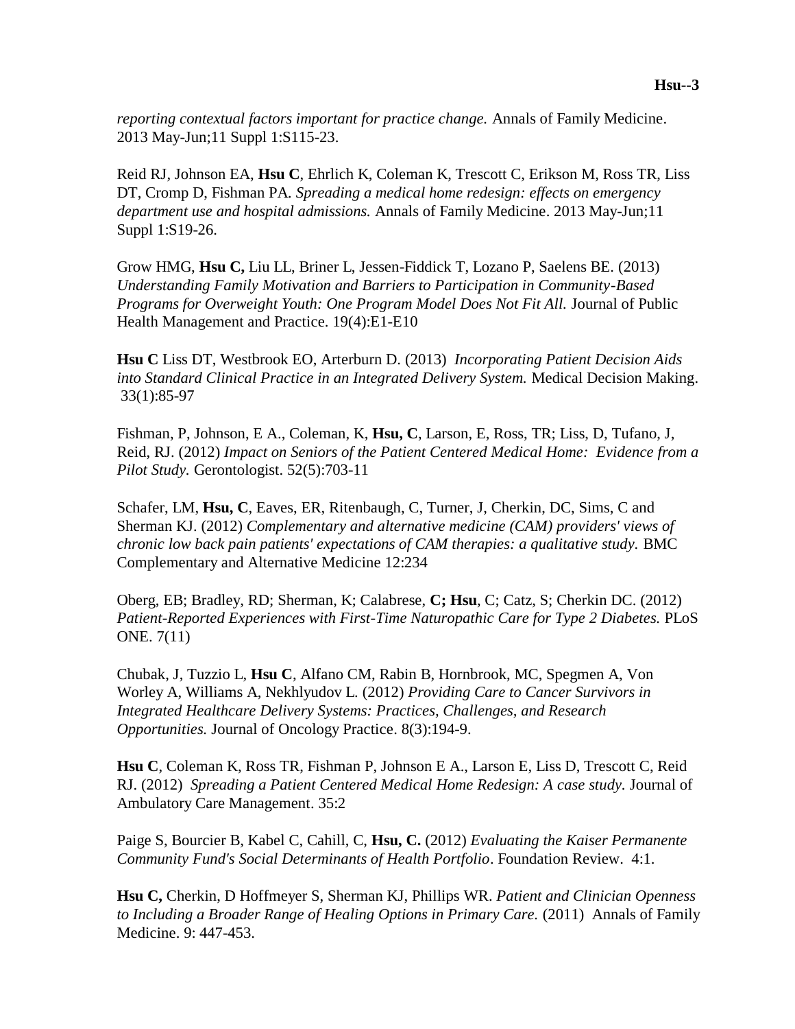*reporting contextual factors important for practice change.* Annals of Family Medicine. 2013 May-Jun;11 Suppl 1:S115-23.

Reid RJ, Johnson EA, **Hsu C**, Ehrlich K, Coleman K, Trescott C, Erikson M, Ross TR, Liss DT, Cromp D, Fishman PA. *Spreading a medical home redesign: effects on emergency department use and hospital admissions.* Annals of Family Medicine. 2013 May-Jun;11 Suppl 1:S19-26.

Grow HMG, **Hsu C,** Liu LL, Briner L, Jessen-Fiddick T, Lozano P, Saelens BE. (2013) *Understanding Family Motivation and Barriers to Participation in Community-Based Programs for Overweight Youth: One Program Model Does Not Fit All.* Journal of Public Health Management and Practice. 19(4):E1-E10

**Hsu C** Liss DT, Westbrook EO, Arterburn D. (2013) *Incorporating Patient Decision Aids into Standard Clinical Practice in an Integrated Delivery System.* Medical Decision Making. 33(1):85-97

Fishman, P, Johnson, E A., Coleman, K, **Hsu, C**, Larson, E, Ross, TR; Liss, D, Tufano, J, Reid, RJ. (2012) *Impact on Seniors of the Patient Centered Medical Home: Evidence from a Pilot Study.* Gerontologist. 52(5):703-11

Schafer, LM, **Hsu, C**, Eaves, ER, Ritenbaugh, C, Turner, J, Cherkin, DC, Sims, C and Sherman KJ. (2012) *Complementary and alternative medicine (CAM) providers' views of chronic low back pain patients' expectations of CAM therapies: a qualitative study.* BMC Complementary and Alternative Medicine 12:234

Oberg, EB; Bradley, RD; Sherman, K; Calabrese, **C; Hsu**, C; Catz, S; Cherkin DC. (2012) *Patient-Reported Experiences with First-Time Naturopathic Care for Type 2 Diabetes.* PLoS ONE. 7(11)

Chubak, J, Tuzzio L, **Hsu C**, Alfano CM, Rabin B, Hornbrook, MC, Spegmen A, Von Worley A, Williams A, Nekhlyudov L. (2012) *Providing Care to Cancer Survivors in Integrated Healthcare Delivery Systems: Practices, Challenges, and Research Opportunities.* Journal of Oncology Practice. 8(3):194-9.

**Hsu C**, Coleman K, Ross TR, Fishman P, Johnson E A., Larson E, Liss D, Trescott C, Reid RJ. (2012) *Spreading a Patient Centered Medical Home Redesign: A case study.* Journal of Ambulatory Care Management. 35:2

Paige S, Bourcier B, Kabel C, Cahill, C, **Hsu, C.** (2012) *Evaluating the Kaiser Permanente Community Fund's Social Determinants of Health Portfolio*. Foundation Review. 4:1.

**Hsu C,** Cherkin, D Hoffmeyer S, Sherman KJ, Phillips WR. *Patient and Clinician Openness to Including a Broader Range of Healing Options in Primary Care.* (2011) Annals of Family Medicine. 9: 447-453.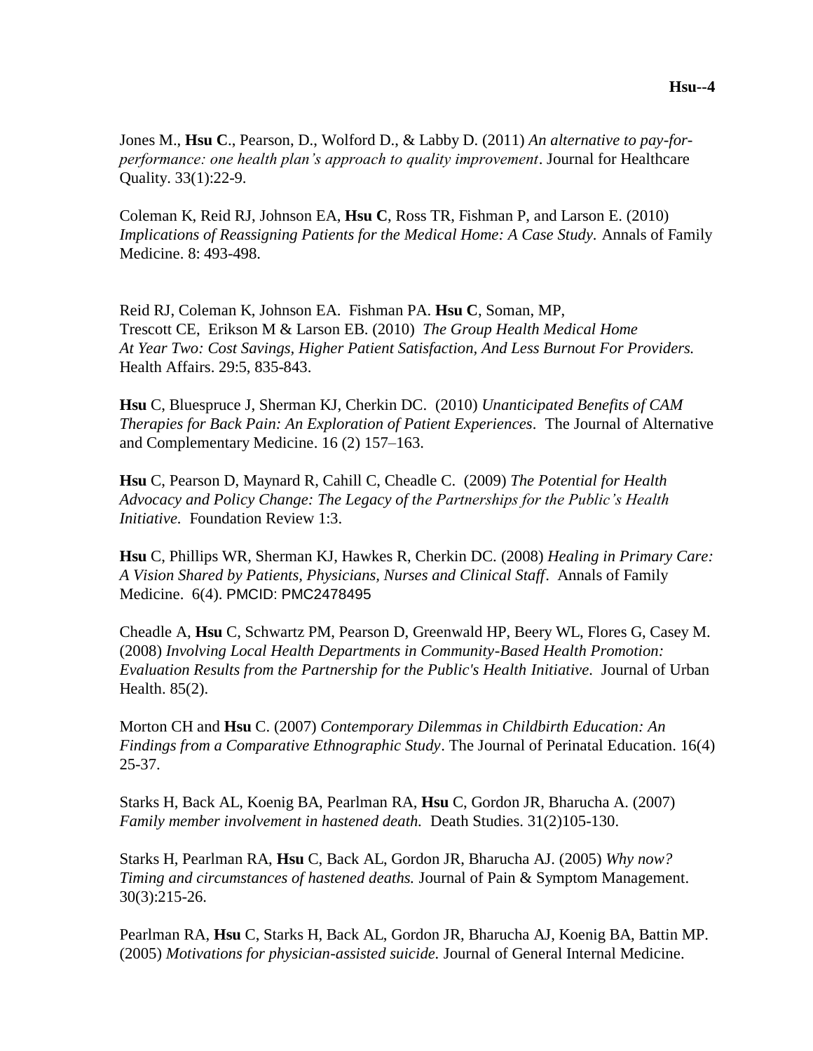Jones M., **Hsu C**., Pearson, D., Wolford D., & Labby D. (2011) *An alternative to pay-for-performance: one health plan's approach to quality improvement*. Journal for Healthcare Quality. 33(1):22-9.

Coleman K, Reid RJ, Johnson EA, **Hsu C**, Ross TR, Fishman P, and Larson E. (2010) *Implications of Reassigning Patients for the Medical Home: A Case Study.* Annals of Family Medicine. 8: 493-498.

Reid RJ, Coleman K, Johnson EA. Fishman PA. **Hsu C**, Soman, MP, Trescott CE, Erikson M & Larson EB. (2010) *The Group Health Medical Home At Year Two: Cost Savings, Higher Patient Satisfaction, And Less Burnout For Providers.* Health Affairs. 29:5, 835-843.

**Hsu** C, Bluespruce J, Sherman KJ, Cherkin DC. (2010) *Unanticipated Benefits of CAM Therapies for Back Pain: An Exploration of Patient Experiences*. The Journal of Alternative and Complementary Medicine. 16 (2) 157–163.

**Hsu** C, Pearson D, Maynard R, Cahill C, Cheadle C. (2009) *The Potential for Health Advocacy and Policy Change: The Legacy of the Partnerships for the Public's Health Initiative.* Foundation Review 1:3.

**Hsu** C, Phillips WR, Sherman KJ, Hawkes R, Cherkin DC. (2008) *Healing in Primary Care: A Vision Shared by Patients, Physicians, Nurses and Clinical Staff*. Annals of Family Medicine. 6(4). PMCID: PMC2478495

Cheadle A, **Hsu** C, Schwartz PM, Pearson D, Greenwald HP, Beery WL, Flores G, Casey M. (2008) *Involving Local Health Departments in Community-Based Health Promotion: Evaluation Results from the Partnership for the Public's Health Initiative.* Journal of Urban Health. 85(2).

Morton CH and **Hsu** C. (2007) *Contemporary Dilemmas in Childbirth Education: An Findings from a Comparative Ethnographic Study*. The Journal of Perinatal Education. 16(4) 25-37.

Starks H, Back AL, Koenig BA, Pearlman RA, **Hsu** C, Gordon JR, Bharucha A. (2007) *Family member involvement in hastened death.* Death Studies. 31(2)105-130.

Starks H, Pearlman RA, **Hsu** C, Back AL, Gordon JR, Bharucha AJ. (2005) *Why now? Timing and circumstances of hastened deaths.* Journal of Pain & Symptom Management. 30(3):215-26.

Pearlman RA, **Hsu** C, Starks H, Back AL, Gordon JR, Bharucha AJ, Koenig BA, Battin MP. (2005) *Motivations for physician-assisted suicide.* Journal of General Internal Medicine.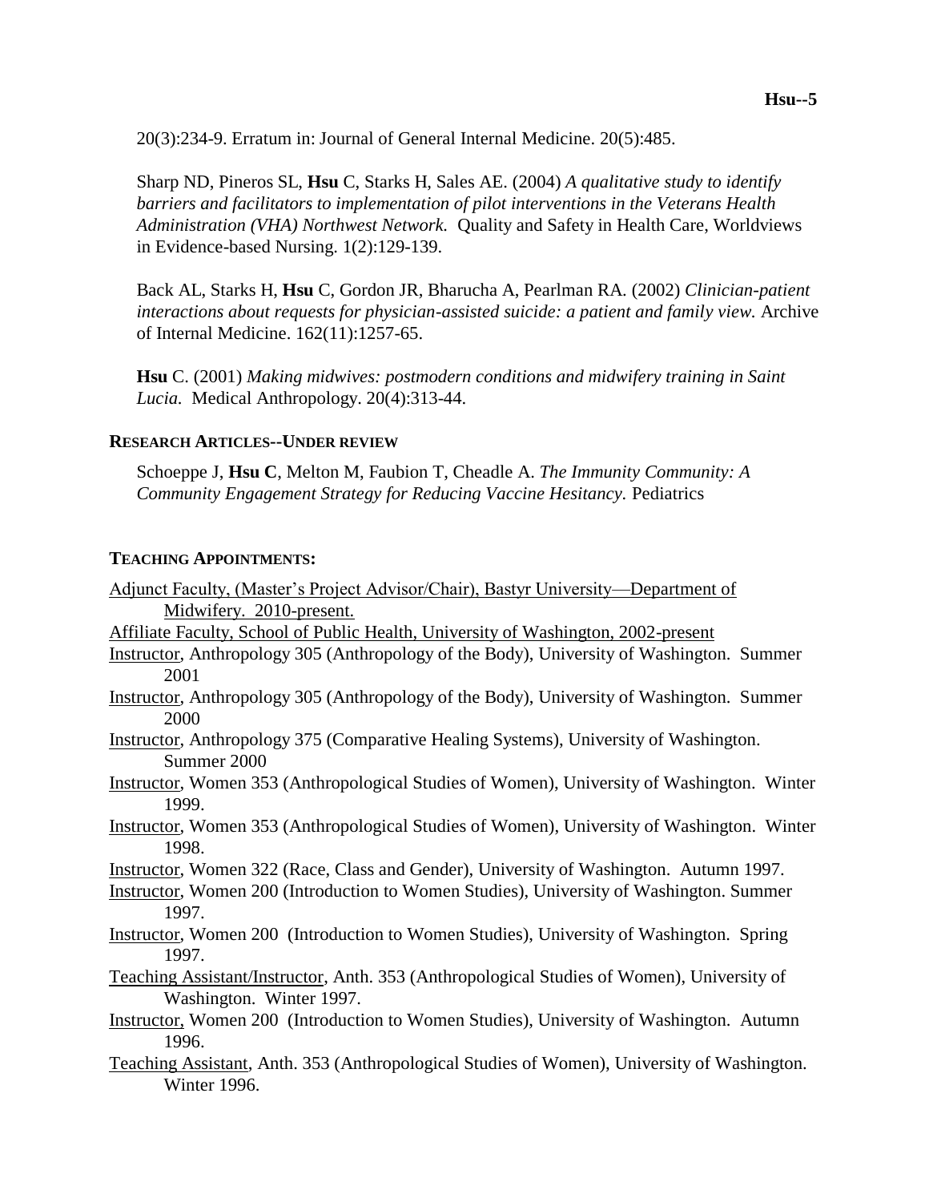20(3):234-9. Erratum in: Journal of General Internal Medicine. 20(5):485.

Sharp ND, Pineros SL, **Hsu** C, Starks H, Sales AE. (2004) *A qualitative study to identify barriers and facilitators to implementation of pilot interventions in the Veterans Health Administration (VHA) Northwest Network.* Quality and Safety in Health Care, Worldviews in Evidence-based Nursing. 1(2):129-139.

Back AL, Starks H, **Hsu** C, Gordon JR, Bharucha A, Pearlman RA. (2002) *Clinician-patient interactions about requests for physician-assisted suicide: a patient and family view.* Archive of Internal Medicine. 162(11):1257-65.

**Hsu** C. (2001) *Making midwives: postmodern conditions and midwifery training in Saint Lucia.* Medical Anthropology. 20(4):313-44.

### RESEARCH ARTICLES--UNDER REVIEW

Schoeppe J, **Hsu C**, Melton M, Faubion T, Cheadle A. *The Immunity Community: A Community Engagement Strategy for Reducing Vaccine Hesitancy.* Pediatrics

### TEACHING APPOINTMENTS:

Adjunct Faculty, (Master's Project Advisor/Chair), Bastyr University—Department of Midwifery. 2010-present.

Affiliate Faculty, School of Public Health, University of Washington, 2002-present

Instructor, Anthropology 305 (Anthropology of the Body), University of Washington. Summer 2001

Instructor, Anthropology 305 (Anthropology of the Body), University of Washington. Summer 2000

Instructor, Anthropology 375 (Comparative Healing Systems), University of Washington. Summer 2000

Instructor, Women 353 (Anthropological Studies of Women), University of Washington. Winter 1999.

Instructor, Women 353 (Anthropological Studies of Women), University of Washington. Winter 1998.

Instructor, Women 322 (Race, Class and Gender), University of Washington. Autumn 1997.

Instructor, Women 200 (Introduction to Women Studies), University of Washington. Summer 1997.

Instructor, Women 200 (Introduction to Women Studies), University of Washington. Spring 1997.

Teaching Assistant/Instructor, Anth. 353 (Anthropological Studies of Women), University of Washington. Winter 1997.

Instructor, Women 200 (Introduction to Women Studies), University of Washington. Autumn 1996.

Teaching Assistant, Anth. 353 (Anthropological Studies of Women), University of Washington. Winter 1996.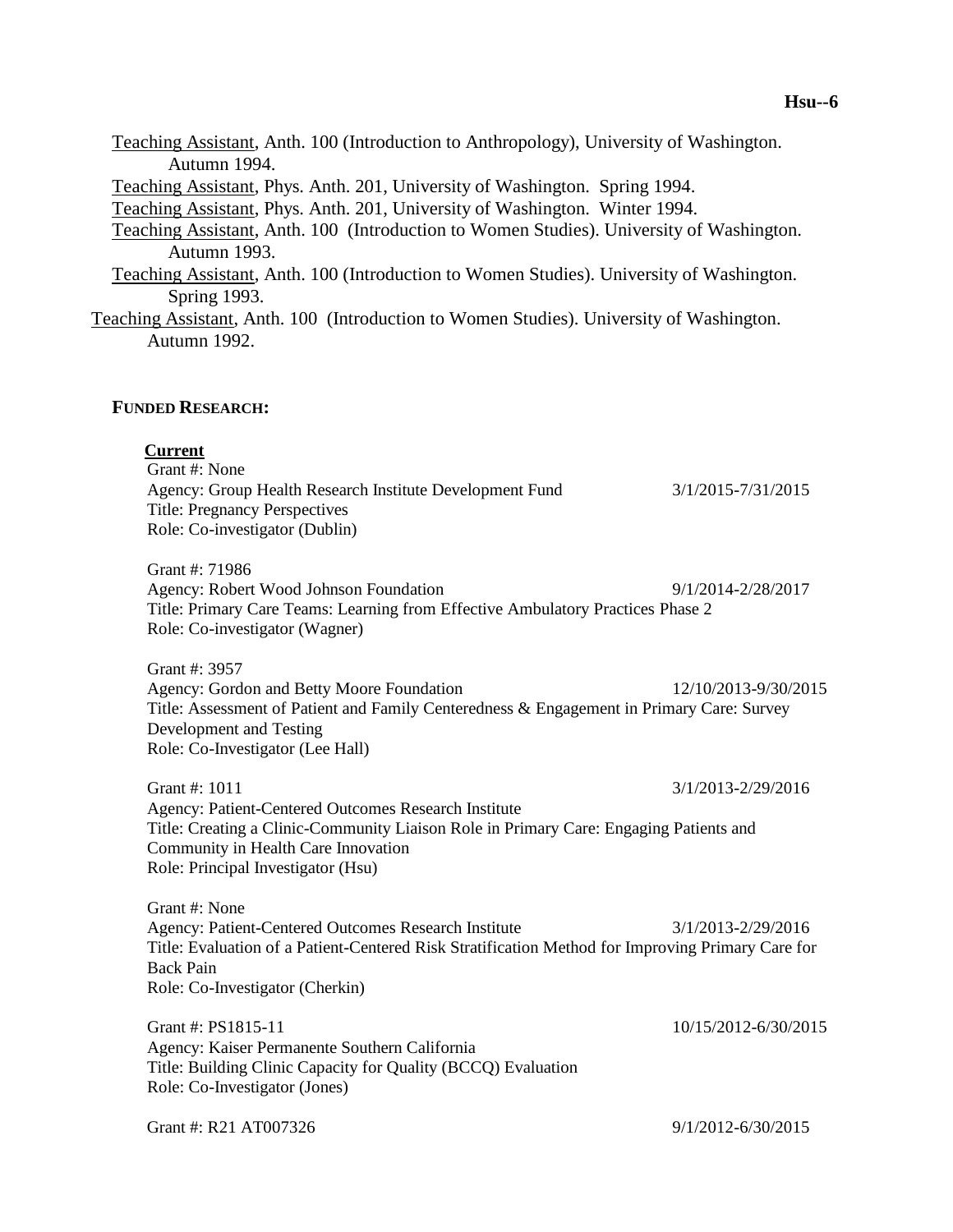Teaching Assistant, Anth. 100 (Introduction to Anthropology), University of Washington. Autumn 1994.

Teaching Assistant, Phys. Anth. 201, University of Washington. Spring 1994.

Teaching Assistant, Phys. Anth. 201, University of Washington. Winter 1994.

Teaching Assistant, Anth. 100 (Introduction to Women Studies). University of Washington. Autumn 1993.

Teaching Assistant, Anth. 100 (Introduction to Women Studies). University of Washington. Spring 1993.

Teaching Assistant, Anth. 100 (Introduction to Women Studies). University of Washington. Autumn 1992.

## FUNDED RESEARCH:

### Current

Grant #: None
Agency: Group Health Research Institute Development Fund — 3/1/2015-7/31/2015
Title: Pregnancy Perspectives
Role: Co-investigator (Dublin)

Grant #: 71986
Agency: Robert Wood Johnson Foundation — 9/1/2014-2/28/2017
Title: Primary Care Teams: Learning from Effective Ambulatory Practices Phase 2
Role: Co-investigator (Wagner)

Grant #: 3957
Agency: Gordon and Betty Moore Foundation — 12/10/2013-9/30/2015
Title: Assessment of Patient and Family Centeredness & Engagement in Primary Care: Survey Development and Testing
Role: Co-Investigator (Lee Hall)

Grant #: 1011 — 3/1/2013-2/29/2016
Agency: Patient-Centered Outcomes Research Institute
Title: Creating a Clinic-Community Liaison Role in Primary Care: Engaging Patients and Community in Health Care Innovation
Role: Principal Investigator (Hsu)

Grant #: None
Agency: Patient-Centered Outcomes Research Institute — 3/1/2013-2/29/2016
Title: Evaluation of a Patient-Centered Risk Stratification Method for Improving Primary Care for Back Pain
Role: Co-Investigator (Cherkin)

Grant #: PS1815-11 — 10/15/2012-6/30/2015
Agency: Kaiser Permanente Southern California
Title: Building Clinic Capacity for Quality (BCCQ) Evaluation
Role: Co-Investigator (Jones)

Grant #: R21 AT007326 — 9/1/2012-6/30/2015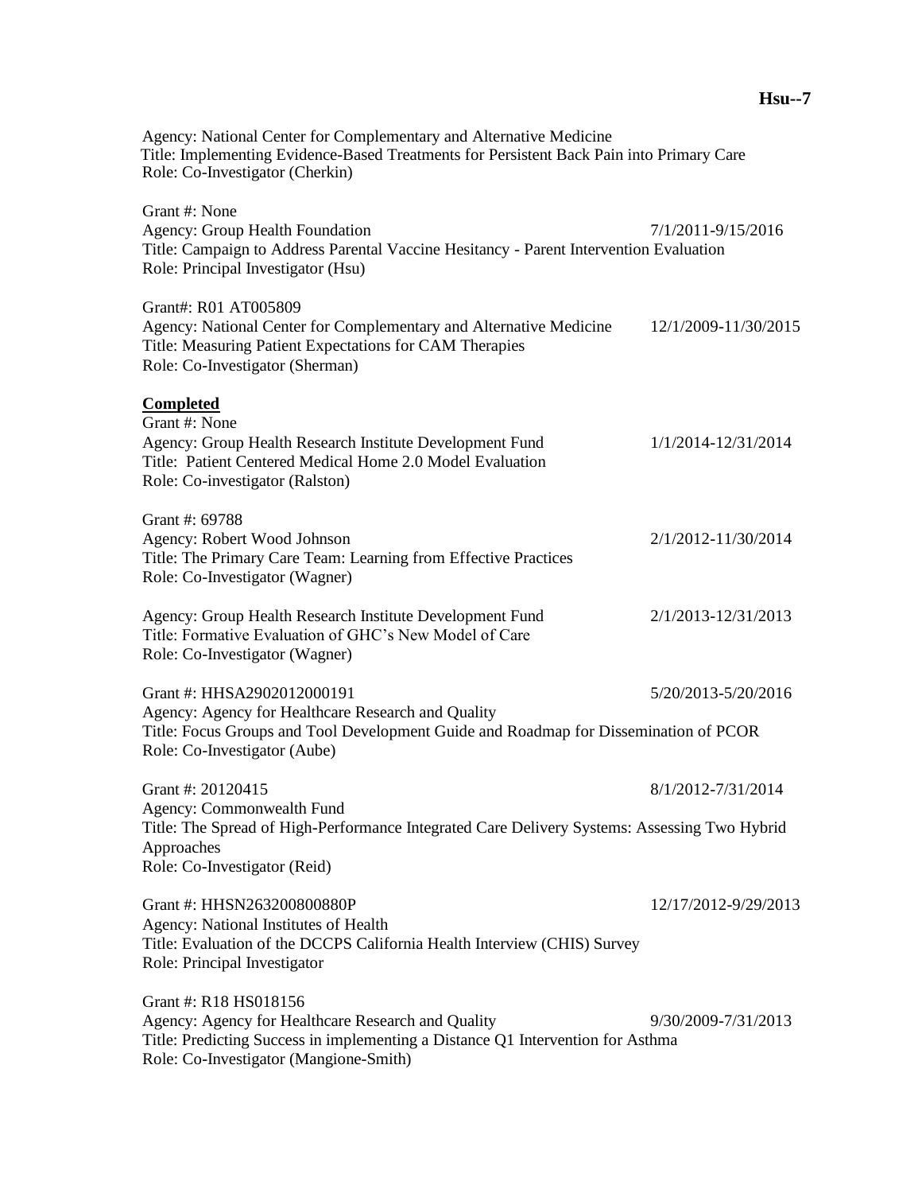Agency: National Center for Complementary and Alternative Medicine
Title: Implementing Evidence-Based Treatments for Persistent Back Pain into Primary Care
Role: Co-Investigator (Cherkin)

Grant #: None
Agency: Group Health Foundation 7/1/2011-9/15/2016
Title: Campaign to Address Parental Vaccine Hesitancy - Parent Intervention Evaluation
Role: Principal Investigator (Hsu)

Grant#: R01 AT005809
Agency: National Center for Complementary and Alternative Medicine 12/1/2009-11/30/2015
Title: Measuring Patient Expectations for CAM Therapies
Role: Co-Investigator (Sherman)

**Completed**

Grant #: None
Agency: Group Health Research Institute Development Fund 1/1/2014-12/31/2014
Title: Patient Centered Medical Home 2.0 Model Evaluation
Role: Co-investigator (Ralston)

Grant #: 69788
Agency: Robert Wood Johnson 2/1/2012-11/30/2014
Title: The Primary Care Team: Learning from Effective Practices
Role: Co-Investigator (Wagner)

Agency: Group Health Research Institute Development Fund 2/1/2013-12/31/2013
Title: Formative Evaluation of GHC's New Model of Care
Role: Co-Investigator (Wagner)

Grant #: HHSA2902012000191 5/20/2013-5/20/2016
Agency: Agency for Healthcare Research and Quality
Title: Focus Groups and Tool Development Guide and Roadmap for Dissemination of PCOR
Role: Co-Investigator (Aube)

Grant #: 20120415 8/1/2012-7/31/2014
Agency: Commonwealth Fund
Title: The Spread of High-Performance Integrated Care Delivery Systems: Assessing Two Hybrid Approaches
Role: Co-Investigator (Reid)

Grant #: HHSN263200800880P 12/17/2012-9/29/2013
Agency: National Institutes of Health
Title: Evaluation of the DCCPS California Health Interview (CHIS) Survey
Role: Principal Investigator

Grant #: R18 HS018156
Agency: Agency for Healthcare Research and Quality 9/30/2009-7/31/2013
Title: Predicting Success in implementing a Distance Q1 Intervention for Asthma
Role: Co-Investigator (Mangione-Smith)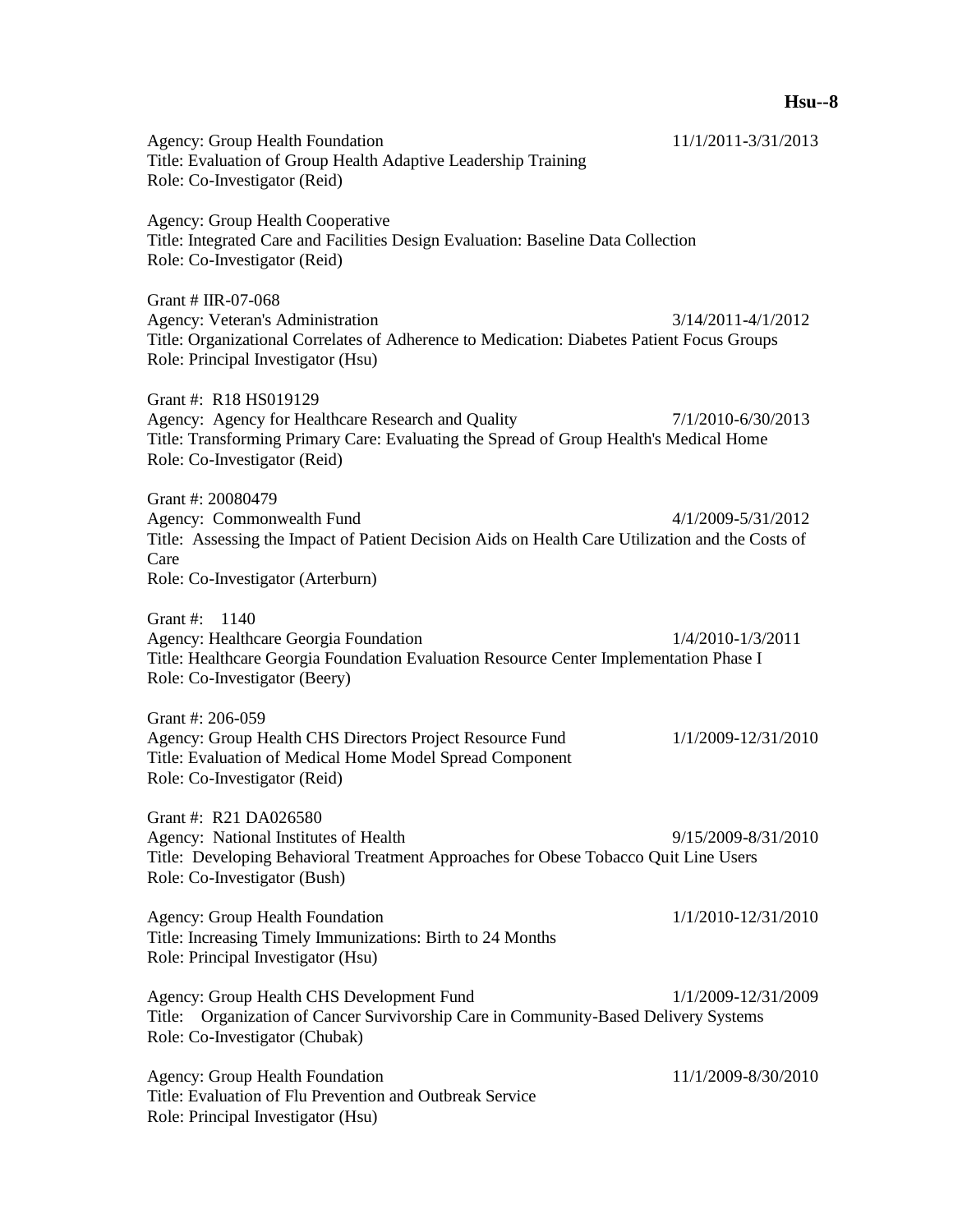Agency: Group Health Foundation 11/1/2011-3/31/2013
Title: Evaluation of Group Health Adaptive Leadership Training
Role: Co-Investigator (Reid)

Agency: Group Health Cooperative
Title: Integrated Care and Facilities Design Evaluation: Baseline Data Collection
Role: Co-Investigator (Reid)

Grant # IIR-07-068
Agency: Veteran's Administration 3/14/2011-4/1/2012
Title: Organizational Correlates of Adherence to Medication: Diabetes Patient Focus Groups
Role: Principal Investigator (Hsu)

Grant #: R18 HS019129
Agency: Agency for Healthcare Research and Quality 7/1/2010-6/30/2013
Title: Transforming Primary Care: Evaluating the Spread of Group Health's Medical Home
Role: Co-Investigator (Reid)

Grant #: 20080479
Agency: Commonwealth Fund 4/1/2009-5/31/2012
Title: Assessing the Impact of Patient Decision Aids on Health Care Utilization and the Costs of Care
Role: Co-Investigator (Arterburn)

Grant #: 1140
Agency: Healthcare Georgia Foundation 1/4/2010-1/3/2011
Title: Healthcare Georgia Foundation Evaluation Resource Center Implementation Phase I
Role: Co-Investigator (Beery)

Grant #: 206-059
Agency: Group Health CHS Directors Project Resource Fund 1/1/2009-12/31/2010
Title: Evaluation of Medical Home Model Spread Component
Role: Co-Investigator (Reid)

Grant #: R21 DA026580
Agency: National Institutes of Health 9/15/2009-8/31/2010
Title: Developing Behavioral Treatment Approaches for Obese Tobacco Quit Line Users
Role: Co-Investigator (Bush)

Agency: Group Health Foundation 1/1/2010-12/31/2010
Title: Increasing Timely Immunizations: Birth to 24 Months
Role: Principal Investigator (Hsu)

Agency: Group Health CHS Development Fund 1/1/2009-12/31/2009
Title: Organization of Cancer Survivorship Care in Community-Based Delivery Systems
Role: Co-Investigator (Chubak)

Agency: Group Health Foundation 11/1/2009-8/30/2010
Title: Evaluation of Flu Prevention and Outbreak Service
Role: Principal Investigator (Hsu)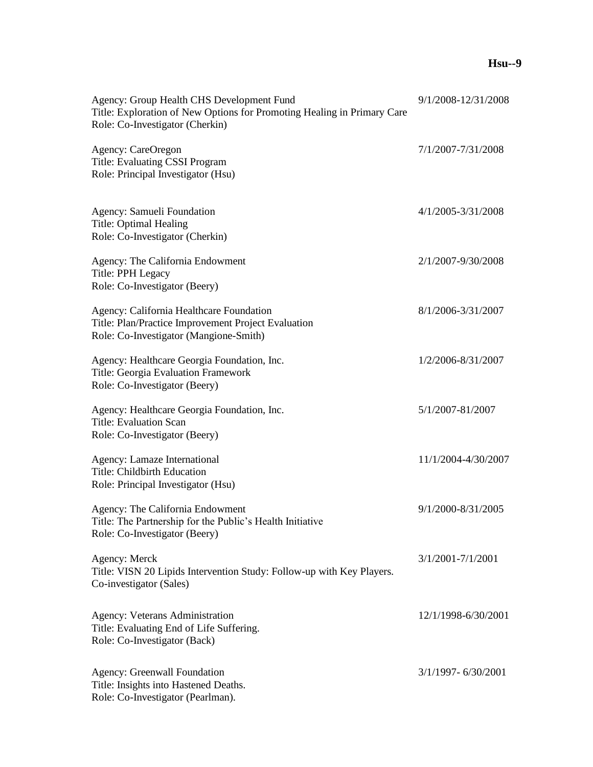Agency: Group Health CHS Development Fund — 9/1/2008-12/31/2008
Title: Exploration of New Options for Promoting Healing in Primary Care
Role: Co-Investigator (Cherkin)

Agency: CareOregon — 7/1/2007-7/31/2008
Title: Evaluating CSSI Program
Role: Principal Investigator (Hsu)

Agency: Samueli Foundation — 4/1/2005-3/31/2008
Title: Optimal Healing
Role: Co-Investigator (Cherkin)

Agency: The California Endowment — 2/1/2007-9/30/2008
Title: PPH Legacy
Role: Co-Investigator (Beery)

Agency: California Healthcare Foundation — 8/1/2006-3/31/2007
Title: Plan/Practice Improvement Project Evaluation
Role: Co-Investigator (Mangione-Smith)

Agency: Healthcare Georgia Foundation, Inc. — 1/2/2006-8/31/2007
Title: Georgia Evaluation Framework
Role: Co-Investigator (Beery)

Agency: Healthcare Georgia Foundation, Inc. — 5/1/2007-81/2007
Title: Evaluation Scan
Role: Co-Investigator (Beery)

Agency: Lamaze International — 11/1/2004-4/30/2007
Title: Childbirth Education
Role: Principal Investigator (Hsu)

Agency: The California Endowment — 9/1/2000-8/31/2005
Title: The Partnership for the Public's Health Initiative
Role: Co-Investigator (Beery)

Agency: Merck — 3/1/2001-7/1/2001
Title: VISN 20 Lipids Intervention Study: Follow-up with Key Players.
Co-investigator (Sales)

Agency: Veterans Administration — 12/1/1998-6/30/2001
Title: Evaluating End of Life Suffering.
Role: Co-Investigator (Back)

Agency: Greenwall Foundation — 3/1/1997- 6/30/2001
Title: Insights into Hastened Deaths.
Role: Co-Investigator (Pearlman).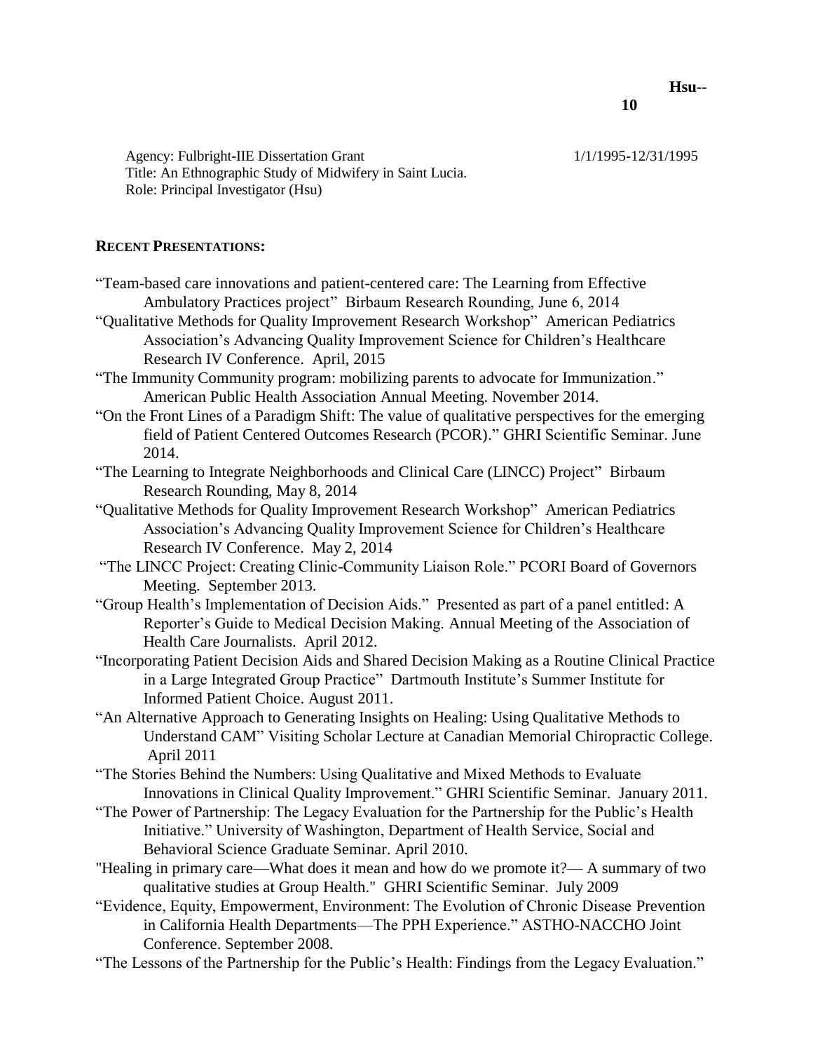Agency: Fulbright-IIE Dissertation Grant 1/1/1995-12/31/1995
Title: An Ethnographic Study of Midwifery in Saint Lucia.
Role: Principal Investigator (Hsu)

## RECENT PRESENTATIONS:

"Team-based care innovations and patient-centered care: The Learning from Effective Ambulatory Practices project" Birbaum Research Rounding, June 6, 2014

"Qualitative Methods for Quality Improvement Research Workshop" American Pediatrics Association's Advancing Quality Improvement Science for Children's Healthcare Research IV Conference. April, 2015

"The Immunity Community program: mobilizing parents to advocate for Immunization." American Public Health Association Annual Meeting. November 2014.

"On the Front Lines of a Paradigm Shift: The value of qualitative perspectives for the emerging field of Patient Centered Outcomes Research (PCOR)." GHRI Scientific Seminar. June 2014.

"The Learning to Integrate Neighborhoods and Clinical Care (LINCC) Project" Birbaum Research Rounding, May 8, 2014

"Qualitative Methods for Quality Improvement Research Workshop" American Pediatrics Association's Advancing Quality Improvement Science for Children's Healthcare Research IV Conference. May 2, 2014

"The LINCC Project: Creating Clinic-Community Liaison Role." PCORI Board of Governors Meeting. September 2013.

"Group Health's Implementation of Decision Aids." Presented as part of a panel entitled: A Reporter's Guide to Medical Decision Making. Annual Meeting of the Association of Health Care Journalists. April 2012.

"Incorporating Patient Decision Aids and Shared Decision Making as a Routine Clinical Practice in a Large Integrated Group Practice" Dartmouth Institute's Summer Institute for Informed Patient Choice. August 2011.

"An Alternative Approach to Generating Insights on Healing: Using Qualitative Methods to Understand CAM" Visiting Scholar Lecture at Canadian Memorial Chiropractic College. April 2011

"The Stories Behind the Numbers: Using Qualitative and Mixed Methods to Evaluate Innovations in Clinical Quality Improvement." GHRI Scientific Seminar. January 2011.

"The Power of Partnership: The Legacy Evaluation for the Partnership for the Public's Health Initiative." University of Washington, Department of Health Service, Social and Behavioral Science Graduate Seminar. April 2010.

"Healing in primary care—What does it mean and how do we promote it?— A summary of two qualitative studies at Group Health." GHRI Scientific Seminar. July 2009

"Evidence, Equity, Empowerment, Environment: The Evolution of Chronic Disease Prevention in California Health Departments—The PPH Experience." ASTHO-NACCHO Joint Conference. September 2008.

"The Lessons of the Partnership for the Public's Health: Findings from the Legacy Evaluation."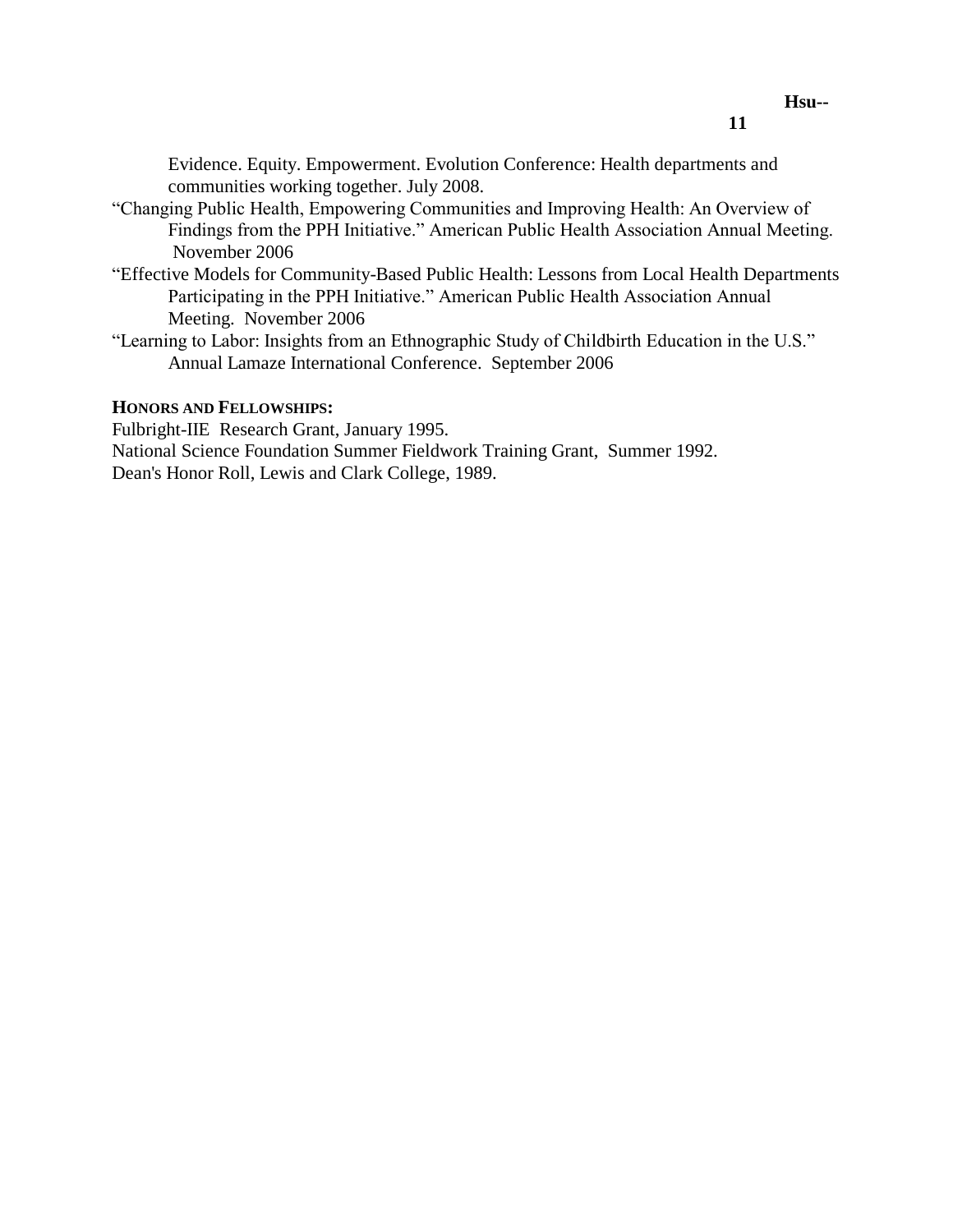Evidence. Equity. Empowerment. Evolution Conference: Health departments and communities working together. July 2008.

"Changing Public Health, Empowering Communities and Improving Health: An Overview of Findings from the PPH Initiative." American Public Health Association Annual Meeting. November 2006

"Effective Models for Community-Based Public Health: Lessons from Local Health Departments Participating in the PPH Initiative." American Public Health Association Annual Meeting. November 2006

"Learning to Labor: Insights from an Ethnographic Study of Childbirth Education in the U.S." Annual Lamaze International Conference. September 2006

**HONORS AND FELLOWSHIPS:**

Fulbright-IIE Research Grant, January 1995.

National Science Foundation Summer Fieldwork Training Grant, Summer 1992.

Dean's Honor Roll, Lewis and Clark College, 1989.